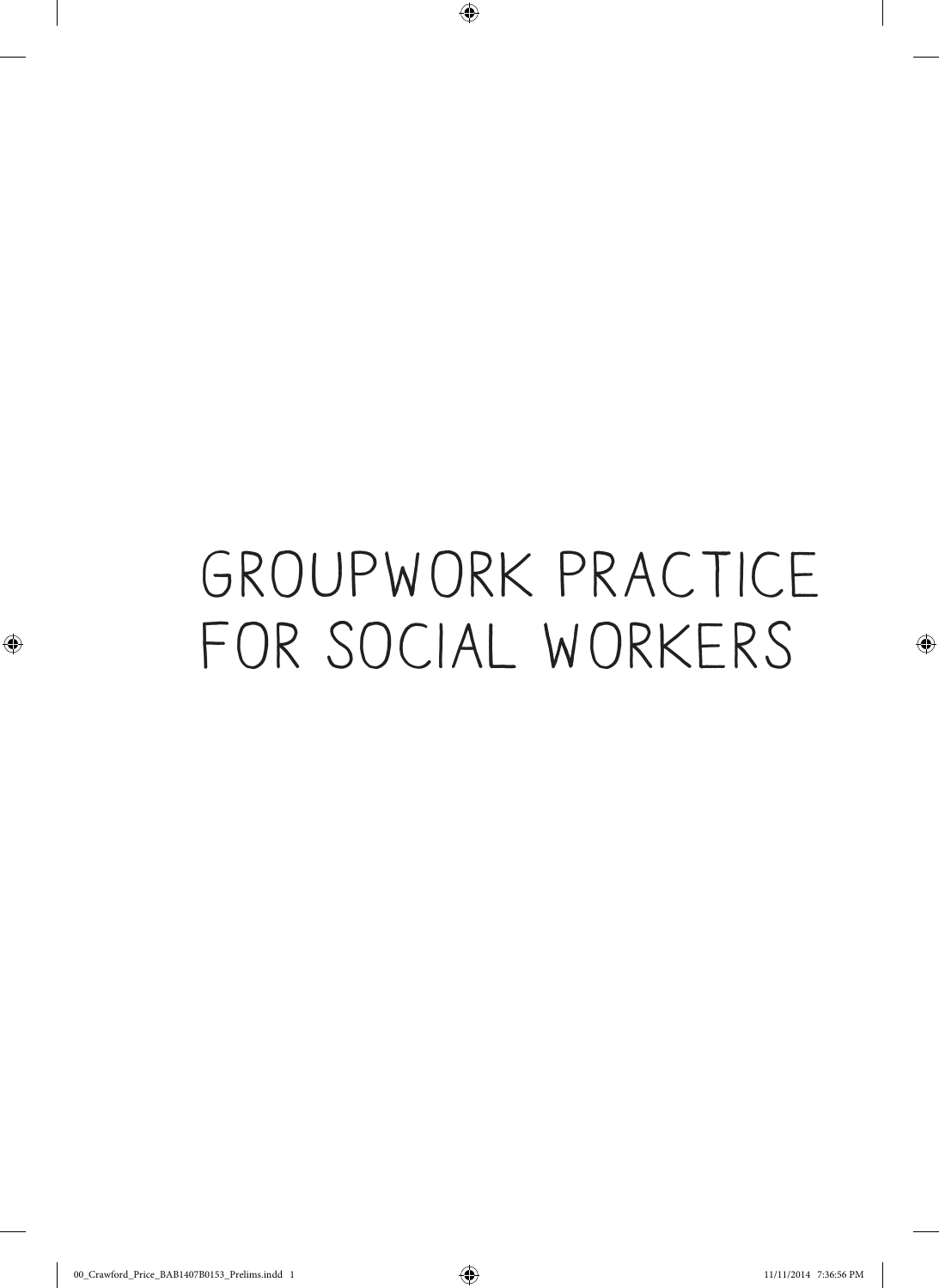# GROUPWORK PRACTICE FOR SOCIAL WORKERS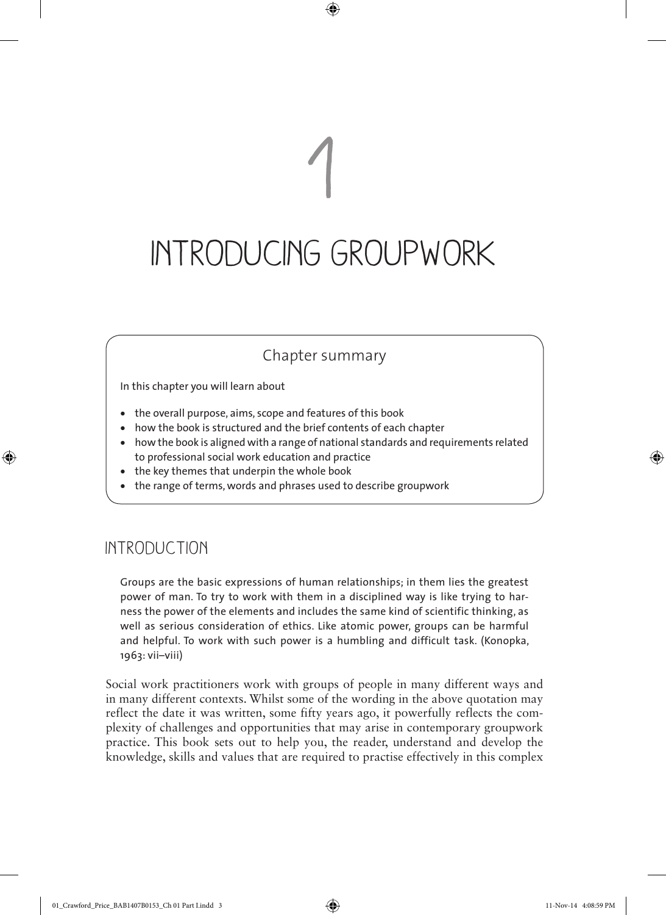# 1

# INTRODUCING GROUPWORK

## Chapter summary

In this chapter you will learn about

- the overall purpose, aims, scope and features of this book
- how the book is structured and the brief contents of each chapter
- how the book is aligned with a range of national standards and requirements related to professional social work education and practice
- the key themes that underpin the whole book
- the range of terms, words and phrases used to describe groupwork

## INTRODUCTION

> Groups are the basic expressions of human relationships; in them lies the greatest power of man. To try to work with them in a disciplined way is like trying to harness the power of the elements and includes the same kind of scientific thinking, as well as serious consideration of ethics. Like atomic power, groups can be harmful and helpful. To work with such power is a humbling and difficult task. (Konopka, 1963: vii–viii)

Social work practitioners work with groups of people in many different ways and in many different contexts. Whilst some of the wording in the above quotation may reflect the date it was written, some fifty years ago, it powerfully reflects the complexity of challenges and opportunities that may arise in contemporary groupwork practice. This book sets out to help you, the reader, understand and develop the knowledge, skills and values that are required to practise effectively in this complex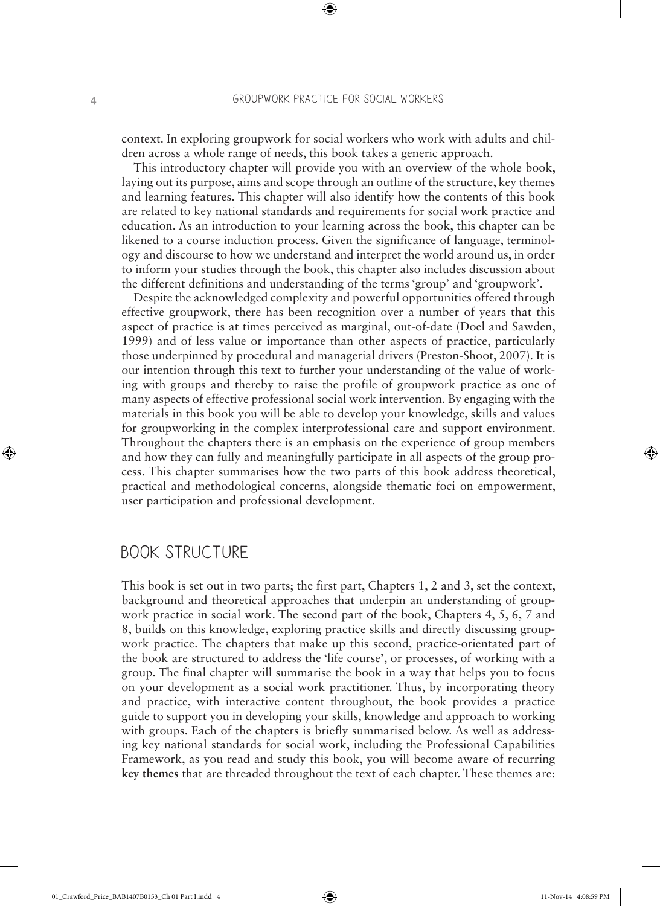context. In exploring groupwork for social workers who work with adults and children across a whole range of needs, this book takes a generic approach.

This introductory chapter will provide you with an overview of the whole book, laying out its purpose, aims and scope through an outline of the structure, key themes and learning features. This chapter will also identify how the contents of this book are related to key national standards and requirements for social work practice and education. As an introduction to your learning across the book, this chapter can be likened to a course induction process. Given the significance of language, terminology and discourse to how we understand and interpret the world around us, in order to inform your studies through the book, this chapter also includes discussion about the different definitions and understanding of the terms 'group' and 'groupwork'.

Despite the acknowledged complexity and powerful opportunities offered through effective groupwork, there has been recognition over a number of years that this aspect of practice is at times perceived as marginal, out-of-date (Doel and Sawden, 1999) and of less value or importance than other aspects of practice, particularly those underpinned by procedural and managerial drivers (Preston-Shoot, 2007). It is our intention through this text to further your understanding of the value of working with groups and thereby to raise the profile of groupwork practice as one of many aspects of effective professional social work intervention. By engaging with the materials in this book you will be able to develop your knowledge, skills and values for groupworking in the complex interprofessional care and support environment. Throughout the chapters there is an emphasis on the experience of group members and how they can fully and meaningfully participate in all aspects of the group process. This chapter summarises how the two parts of this book address theoretical, practical and methodological concerns, alongside thematic foci on empowerment, user participation and professional development.

## BOOK STRUCTURE

This book is set out in two parts; the first part, Chapters 1, 2 and 3, set the context, background and theoretical approaches that underpin an understanding of groupwork practice in social work. The second part of the book, Chapters 4, 5, 6, 7 and 8, builds on this knowledge, exploring practice skills and directly discussing groupwork practice. The chapters that make up this second, practice-orientated part of the book are structured to address the 'life course', or processes, of working with a group. The final chapter will summarise the book in a way that helps you to focus on your development as a social work practitioner. Thus, by incorporating theory and practice, with interactive content throughout, the book provides a practice guide to support you in developing your skills, knowledge and approach to working with groups. Each of the chapters is briefly summarised below. As well as addressing key national standards for social work, including the Professional Capabilities Framework, as you read and study this book, you will become aware of recurring **key themes** that are threaded throughout the text of each chapter. These themes are: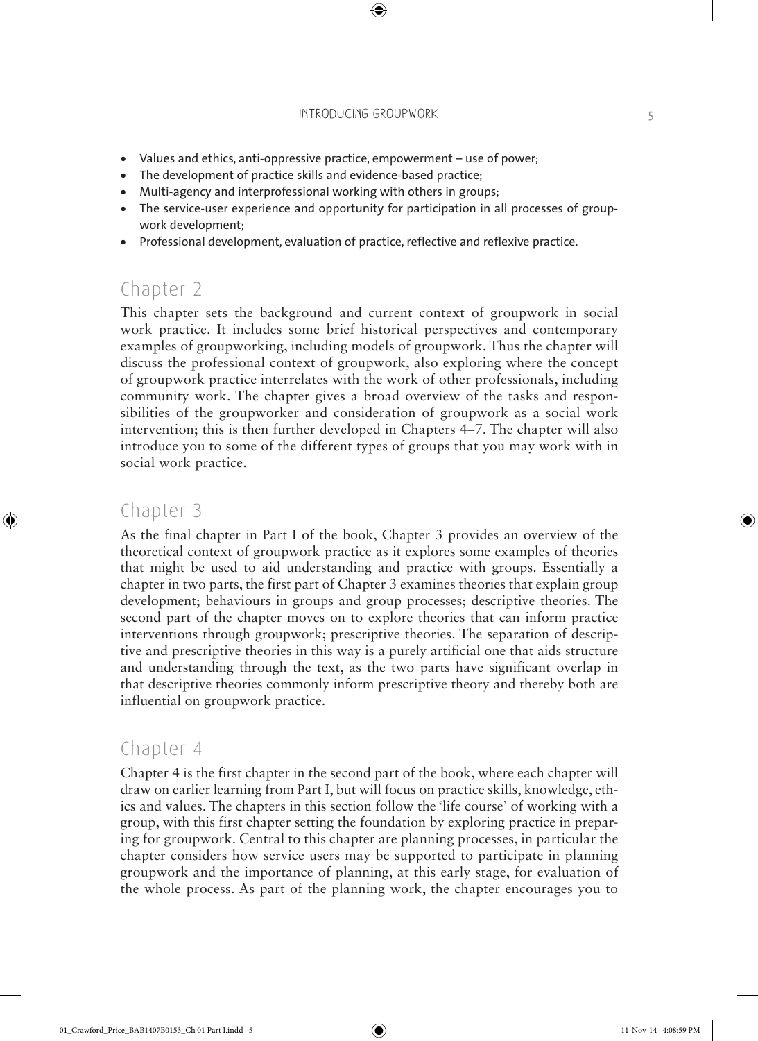- Values and ethics, anti-oppressive practice, empowerment – use of power;
- The development of practice skills and evidence-based practice;
- Multi-agency and interprofessional working with others in groups;
- The service-user experience and opportunity for participation in all processes of groupwork development;
- Professional development, evaluation of practice, reflective and reflexive practice.

## Chapter 2

This chapter sets the background and current context of groupwork in social work practice. It includes some brief historical perspectives and contemporary examples of groupworking, including models of groupwork. Thus the chapter will discuss the professional context of groupwork, also exploring where the concept of groupwork practice interrelates with the work of other professionals, including community work. The chapter gives a broad overview of the tasks and responsibilities of the groupworker and consideration of groupwork as a social work intervention; this is then further developed in Chapters 4–7. The chapter will also introduce you to some of the different types of groups that you may work with in social work practice.

## Chapter 3

As the final chapter in Part I of the book, Chapter 3 provides an overview of the theoretical context of groupwork practice as it explores some examples of theories that might be used to aid understanding and practice with groups. Essentially a chapter in two parts, the first part of Chapter 3 examines theories that explain group development; behaviours in groups and group processes; descriptive theories. The second part of the chapter moves on to explore theories that can inform practice interventions through groupwork; prescriptive theories. The separation of descriptive and prescriptive theories in this way is a purely artificial one that aids structure and understanding through the text, as the two parts have significant overlap in that descriptive theories commonly inform prescriptive theory and thereby both are influential on groupwork practice.

## Chapter 4

Chapter 4 is the first chapter in the second part of the book, where each chapter will draw on earlier learning from Part I, but will focus on practice skills, knowledge, ethics and values. The chapters in this section follow the 'life course' of working with a group, with this first chapter setting the foundation by exploring practice in preparing for groupwork. Central to this chapter are planning processes, in particular the chapter considers how service users may be supported to participate in planning groupwork and the importance of planning, at this early stage, for evaluation of the whole process. As part of the planning work, the chapter encourages you to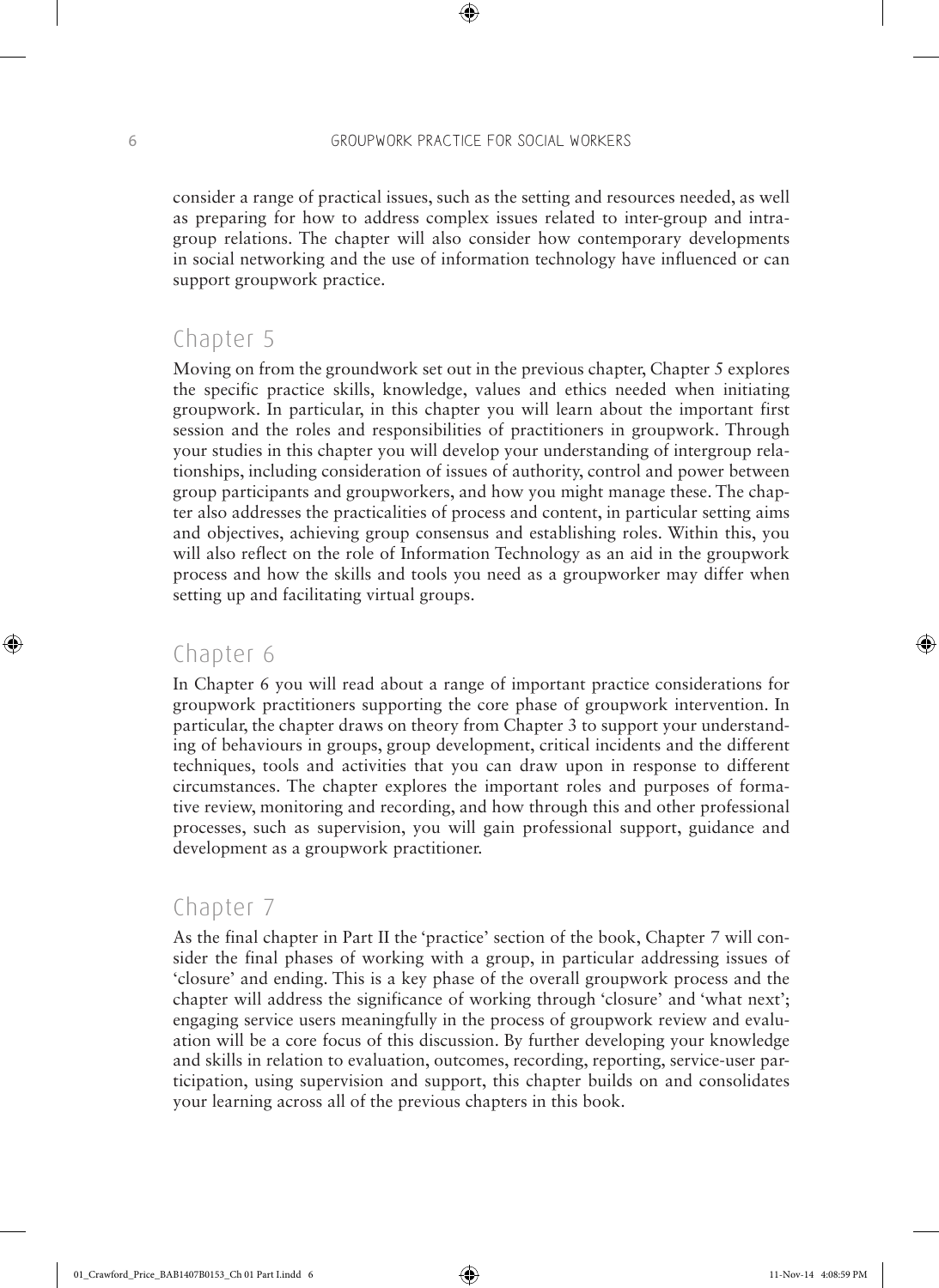consider a range of practical issues, such as the setting and resources needed, as well as preparing for how to address complex issues related to inter-group and intra-group relations. The chapter will also consider how contemporary developments in social networking and the use of information technology have influenced or can support groupwork practice.

## Chapter 5

Moving on from the groundwork set out in the previous chapter, Chapter 5 explores the specific practice skills, knowledge, values and ethics needed when initiating groupwork. In particular, in this chapter you will learn about the important first session and the roles and responsibilities of practitioners in groupwork. Through your studies in this chapter you will develop your understanding of intergroup relationships, including consideration of issues of authority, control and power between group participants and groupworkers, and how you might manage these. The chapter also addresses the practicalities of process and content, in particular setting aims and objectives, achieving group consensus and establishing roles. Within this, you will also reflect on the role of Information Technology as an aid in the groupwork process and how the skills and tools you need as a groupworker may differ when setting up and facilitating virtual groups.

## Chapter 6

In Chapter 6 you will read about a range of important practice considerations for groupwork practitioners supporting the core phase of groupwork intervention. In particular, the chapter draws on theory from Chapter 3 to support your understanding of behaviours in groups, group development, critical incidents and the different techniques, tools and activities that you can draw upon in response to different circumstances. The chapter explores the important roles and purposes of formative review, monitoring and recording, and how through this and other professional processes, such as supervision, you will gain professional support, guidance and development as a groupwork practitioner.

## Chapter 7

As the final chapter in Part II the 'practice' section of the book, Chapter 7 will consider the final phases of working with a group, in particular addressing issues of 'closure' and ending. This is a key phase of the overall groupwork process and the chapter will address the significance of working through 'closure' and 'what next'; engaging service users meaningfully in the process of groupwork review and evaluation will be a core focus of this discussion. By further developing your knowledge and skills in relation to evaluation, outcomes, recording, reporting, service-user participation, using supervision and support, this chapter builds on and consolidates your learning across all of the previous chapters in this book.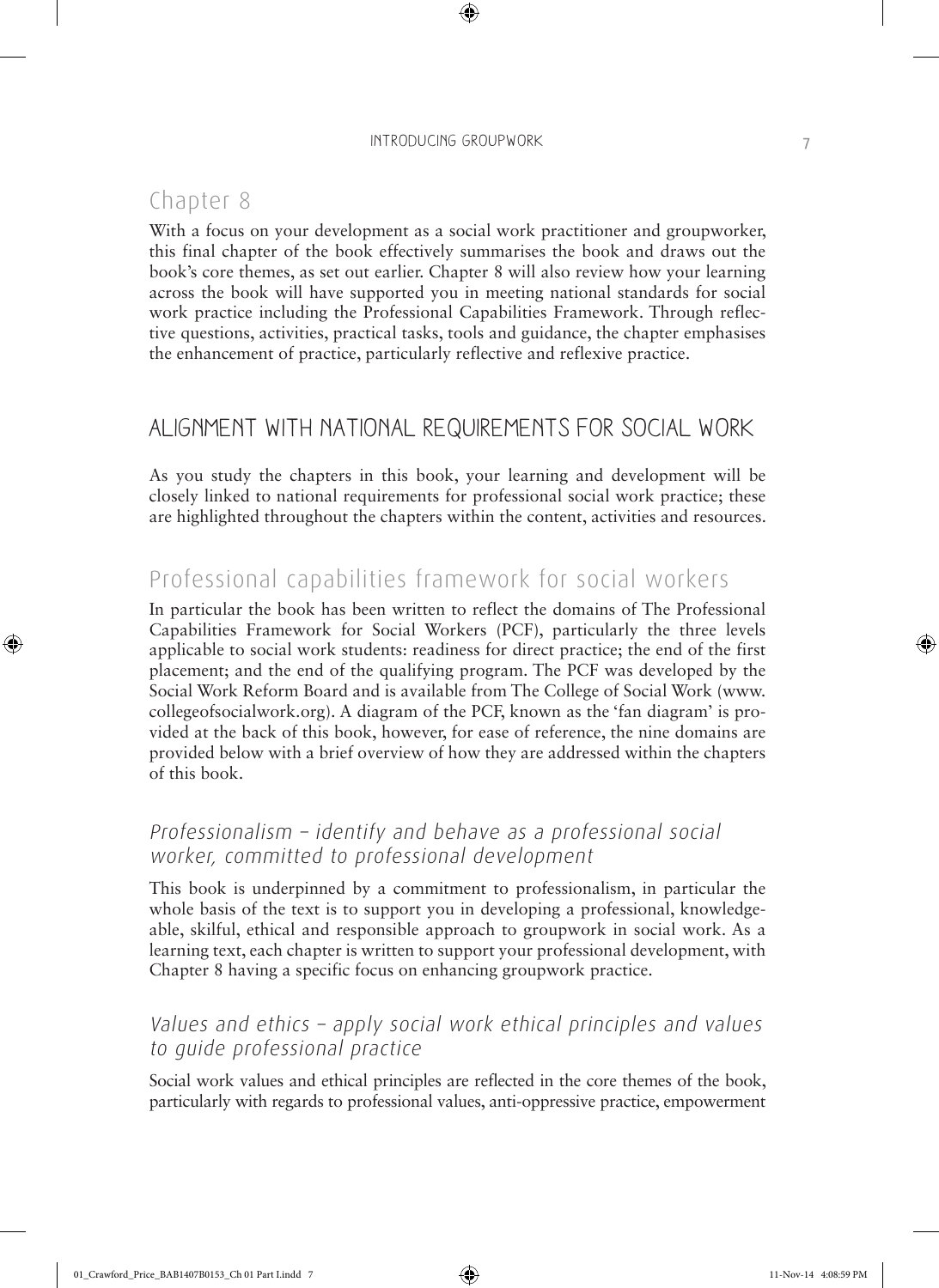## Chapter 8

With a focus on your development as a social work practitioner and groupworker, this final chapter of the book effectively summarises the book and draws out the book's core themes, as set out earlier. Chapter 8 will also review how your learning across the book will have supported you in meeting national standards for social work practice including the Professional Capabilities Framework. Through reflective questions, activities, practical tasks, tools and guidance, the chapter emphasises the enhancement of practice, particularly reflective and reflexive practice.

# ALIGNMENT WITH NATIONAL REQUIREMENTS FOR SOCIAL WORK

As you study the chapters in this book, your learning and development will be closely linked to national requirements for professional social work practice; these are highlighted throughout the chapters within the content, activities and resources.

## Professional capabilities framework for social workers

In particular the book has been written to reflect the domains of The Professional Capabilities Framework for Social Workers (PCF), particularly the three levels applicable to social work students: readiness for direct practice; the end of the first placement; and the end of the qualifying program. The PCF was developed by the Social Work Reform Board and is available from The College of Social Work (www.collegeofsocialwork.org). A diagram of the PCF, known as the 'fan diagram' is provided at the back of this book, however, for ease of reference, the nine domains are provided below with a brief overview of how they are addressed within the chapters of this book.

### *Professionalism – identify and behave as a professional social worker, committed to professional development*

This book is underpinned by a commitment to professionalism, in particular the whole basis of the text is to support you in developing a professional, knowledgeable, skilful, ethical and responsible approach to groupwork in social work. As a learning text, each chapter is written to support your professional development, with Chapter 8 having a specific focus on enhancing groupwork practice.

### *Values and ethics – apply social work ethical principles and values to guide professional practice*

Social work values and ethical principles are reflected in the core themes of the book, particularly with regards to professional values, anti-oppressive practice, empowerment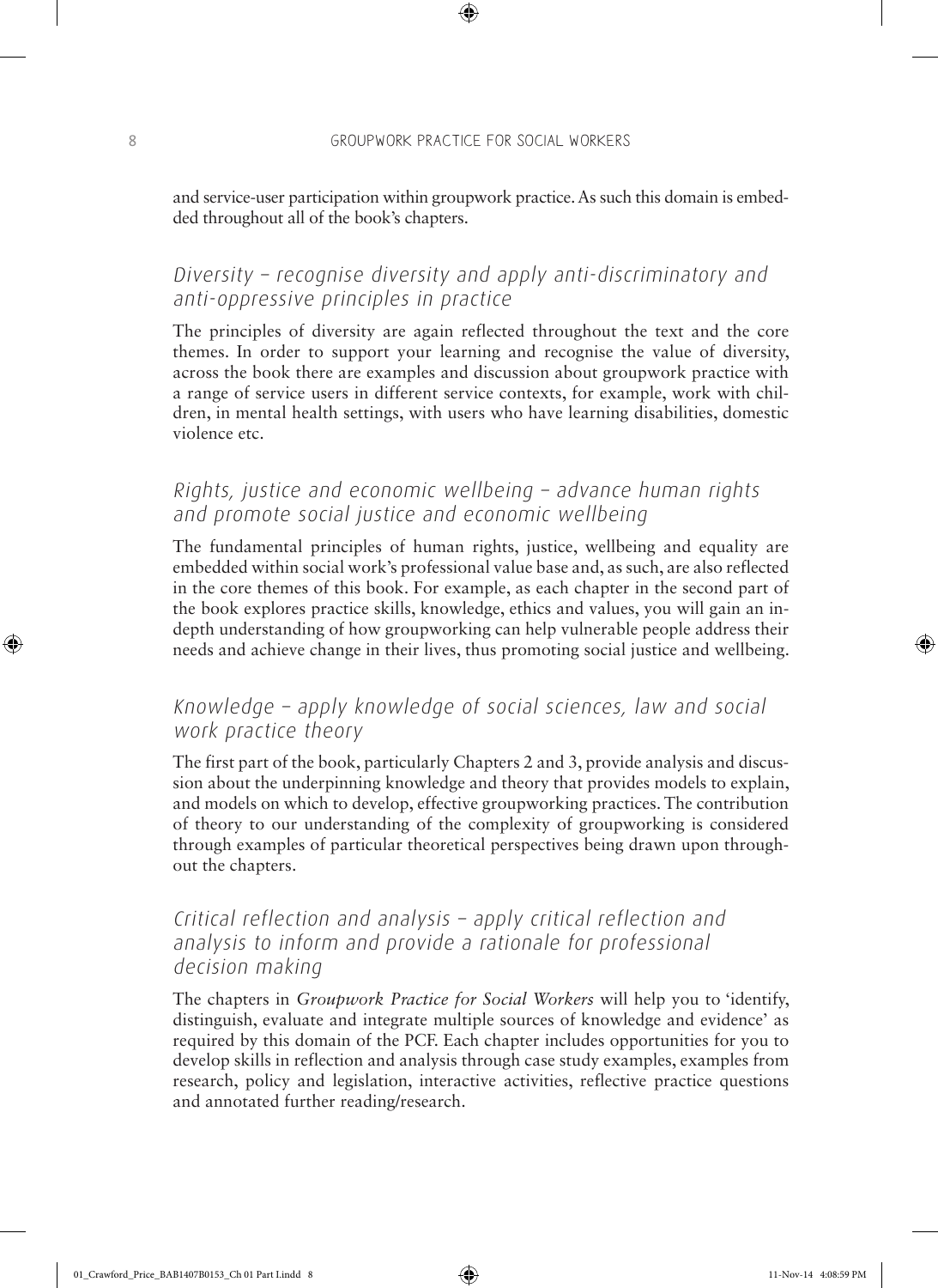and service-user participation within groupwork practice. As such this domain is embedded throughout all of the book's chapters.

### *Diversity – recognise diversity and apply anti-discriminatory and anti-oppressive principles in practice*

The principles of diversity are again reflected throughout the text and the core themes. In order to support your learning and recognise the value of diversity, across the book there are examples and discussion about groupwork practice with a range of service users in different service contexts, for example, work with children, in mental health settings, with users who have learning disabilities, domestic violence etc.

### *Rights, justice and economic wellbeing – advance human rights and promote social justice and economic wellbeing*

The fundamental principles of human rights, justice, wellbeing and equality are embedded within social work's professional value base and, as such, are also reflected in the core themes of this book. For example, as each chapter in the second part of the book explores practice skills, knowledge, ethics and values, you will gain an in-depth understanding of how groupworking can help vulnerable people address their needs and achieve change in their lives, thus promoting social justice and wellbeing.

### *Knowledge – apply knowledge of social sciences, law and social work practice theory*

The first part of the book, particularly Chapters 2 and 3, provide analysis and discussion about the underpinning knowledge and theory that provides models to explain, and models on which to develop, effective groupworking practices. The contribution of theory to our understanding of the complexity of groupworking is considered through examples of particular theoretical perspectives being drawn upon throughout the chapters.

### *Critical reflection and analysis – apply critical reflection and analysis to inform and provide a rationale for professional decision making*

The chapters in *Groupwork Practice for Social Workers* will help you to 'identify, distinguish, evaluate and integrate multiple sources of knowledge and evidence' as required by this domain of the PCF. Each chapter includes opportunities for you to develop skills in reflection and analysis through case study examples, examples from research, policy and legislation, interactive activities, reflective practice questions and annotated further reading/research.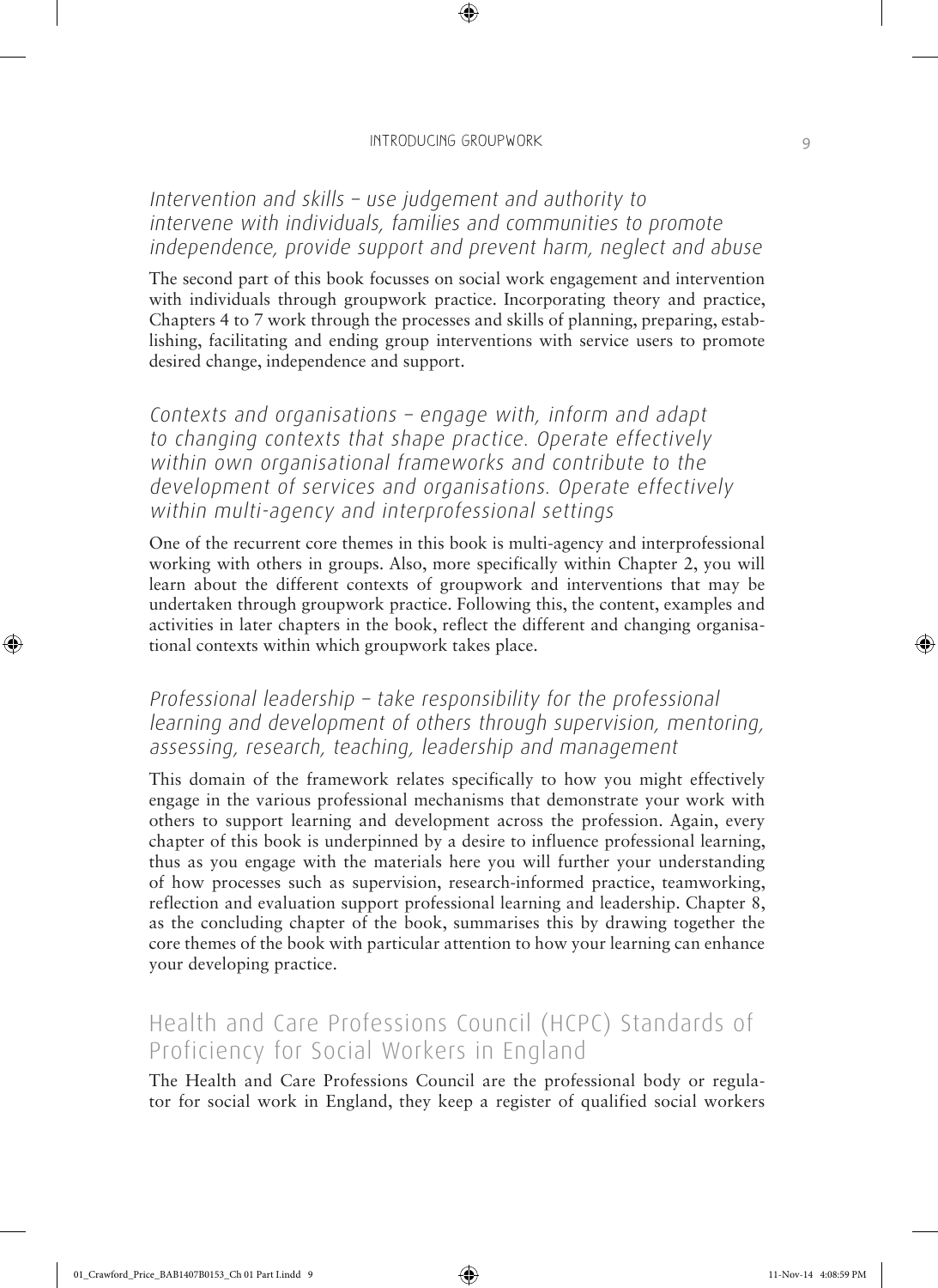### *Intervention and skills – use judgement and authority to intervene with individuals, families and communities to promote independence, provide support and prevent harm, neglect and abuse*

The second part of this book focusses on social work engagement and intervention with individuals through groupwork practice. Incorporating theory and practice, Chapters 4 to 7 work through the processes and skills of planning, preparing, establishing, facilitating and ending group interventions with service users to promote desired change, independence and support.

### *Contexts and organisations – engage with, inform and adapt to changing contexts that shape practice. Operate effectively within own organisational frameworks and contribute to the development of services and organisations. Operate effectively within multi-agency and interprofessional settings*

One of the recurrent core themes in this book is multi-agency and interprofessional working with others in groups. Also, more specifically within Chapter 2, you will learn about the different contexts of groupwork and interventions that may be undertaken through groupwork practice. Following this, the content, examples and activities in later chapters in the book, reflect the different and changing organisational contexts within which groupwork takes place.

### *Professional leadership – take responsibility for the professional learning and development of others through supervision, mentoring, assessing, research, teaching, leadership and management*

This domain of the framework relates specifically to how you might effectively engage in the various professional mechanisms that demonstrate your work with others to support learning and development across the profession. Again, every chapter of this book is underpinned by a desire to influence professional learning, thus as you engage with the materials here you will further your understanding of how processes such as supervision, research-informed practice, teamworking, reflection and evaluation support professional learning and leadership. Chapter 8, as the concluding chapter of the book, summarises this by drawing together the core themes of the book with particular attention to how your learning can enhance your developing practice.

## Health and Care Professions Council (HCPC) Standards of Proficiency for Social Workers in England

The Health and Care Professions Council are the professional body or regulator for social work in England, they keep a register of qualified social workers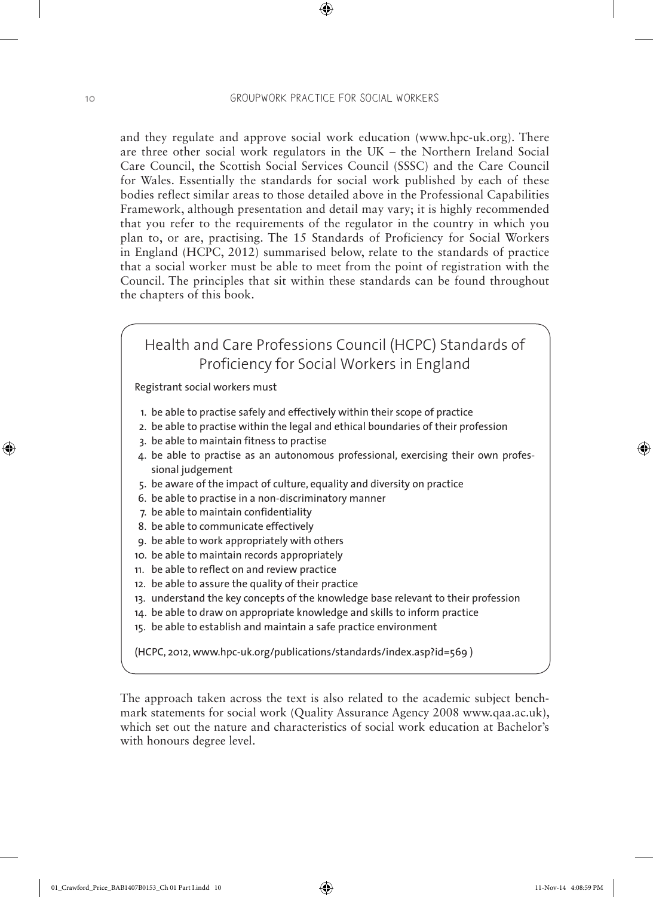and they regulate and approve social work education (www.hpc-uk.org). There are three other social work regulators in the UK – the Northern Ireland Social Care Council, the Scottish Social Services Council (SSSC) and the Care Council for Wales. Essentially the standards for social work published by each of these bodies reflect similar areas to those detailed above in the Professional Capabilities Framework, although presentation and detail may vary; it is highly recommended that you refer to the requirements of the regulator in the country in which you plan to, or are, practising. The 15 Standards of Proficiency for Social Workers in England (HCPC, 2012) summarised below, relate to the standards of practice that a social worker must be able to meet from the point of registration with the Council. The principles that sit within these standards can be found throughout the chapters of this book.

## Health and Care Professions Council (HCPC) Standards of Proficiency for Social Workers in England

Registrant social workers must

1. be able to practise safely and effectively within their scope of practice
2. be able to practise within the legal and ethical boundaries of their profession
3. be able to maintain fitness to practise
4. be able to practise as an autonomous professional, exercising their own professional judgement
5. be aware of the impact of culture, equality and diversity on practice
6. be able to practise in a non-discriminatory manner
7. be able to maintain confidentiality
8. be able to communicate effectively
9. be able to work appropriately with others
10. be able to maintain records appropriately
11. be able to reflect on and review practice
12. be able to assure the quality of their practice
13. understand the key concepts of the knowledge base relevant to their profession
14. be able to draw on appropriate knowledge and skills to inform practice
15. be able to establish and maintain a safe practice environment

(HCPC, 2012, www.hpc-uk.org/publications/standards/index.asp?id=569 )

The approach taken across the text is also related to the academic subject benchmark statements for social work (Quality Assurance Agency 2008 www.qaa.ac.uk), which set out the nature and characteristics of social work education at Bachelor's with honours degree level.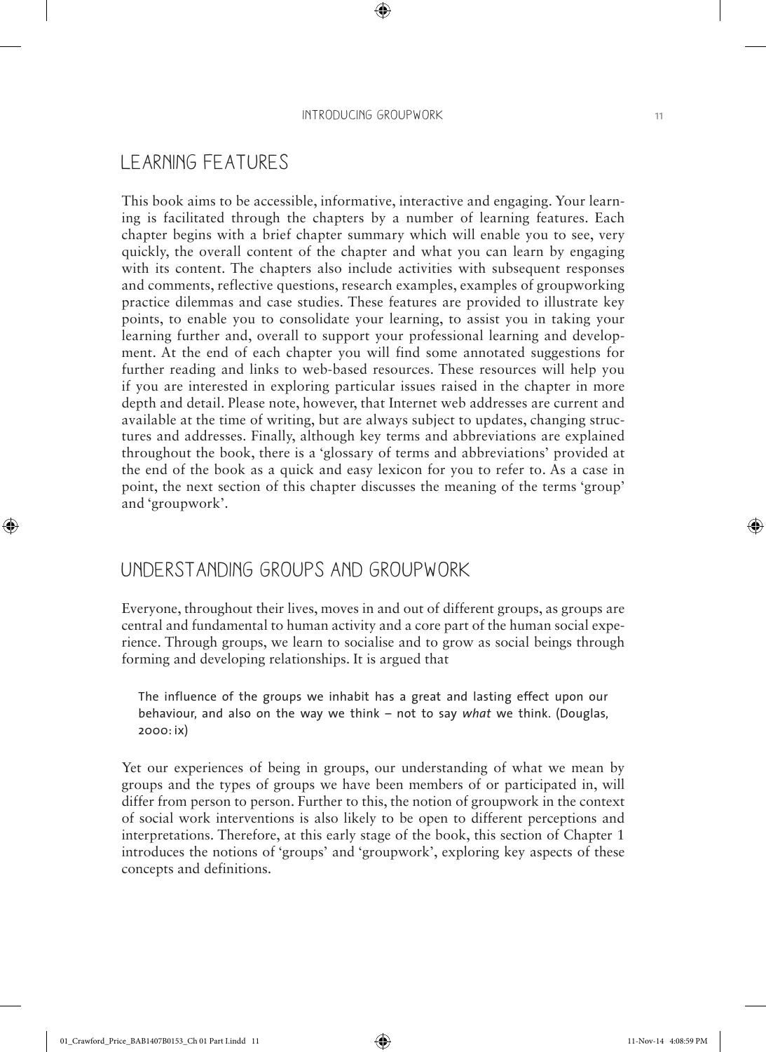## LEARNING FEATURES

This book aims to be accessible, informative, interactive and engaging. Your learning is facilitated through the chapters by a number of learning features. Each chapter begins with a brief chapter summary which will enable you to see, very quickly, the overall content of the chapter and what you can learn by engaging with its content. The chapters also include activities with subsequent responses and comments, reflective questions, research examples, examples of groupworking practice dilemmas and case studies. These features are provided to illustrate key points, to enable you to consolidate your learning, to assist you in taking your learning further and, overall to support your professional learning and development. At the end of each chapter you will find some annotated suggestions for further reading and links to web-based resources. These resources will help you if you are interested in exploring particular issues raised in the chapter in more depth and detail. Please note, however, that Internet web addresses are current and available at the time of writing, but are always subject to updates, changing structures and addresses. Finally, although key terms and abbreviations are explained throughout the book, there is a 'glossary of terms and abbreviations' provided at the end of the book as a quick and easy lexicon for you to refer to. As a case in point, the next section of this chapter discusses the meaning of the terms 'group' and 'groupwork'.

## UNDERSTANDING GROUPS AND GROUPWORK

Everyone, throughout their lives, moves in and out of different groups, as groups are central and fundamental to human activity and a core part of the human social experience. Through groups, we learn to socialise and to grow as social beings through forming and developing relationships. It is argued that

> The influence of the groups we inhabit has a great and lasting effect upon our behaviour, and also on the way we think – not to say *what* we think. (Douglas, 2000: ix)

Yet our experiences of being in groups, our understanding of what we mean by groups and the types of groups we have been members of or participated in, will differ from person to person. Further to this, the notion of groupwork in the context of social work interventions is also likely to be open to different perceptions and interpretations. Therefore, at this early stage of the book, this section of Chapter 1 introduces the notions of 'groups' and 'groupwork', exploring key aspects of these concepts and definitions.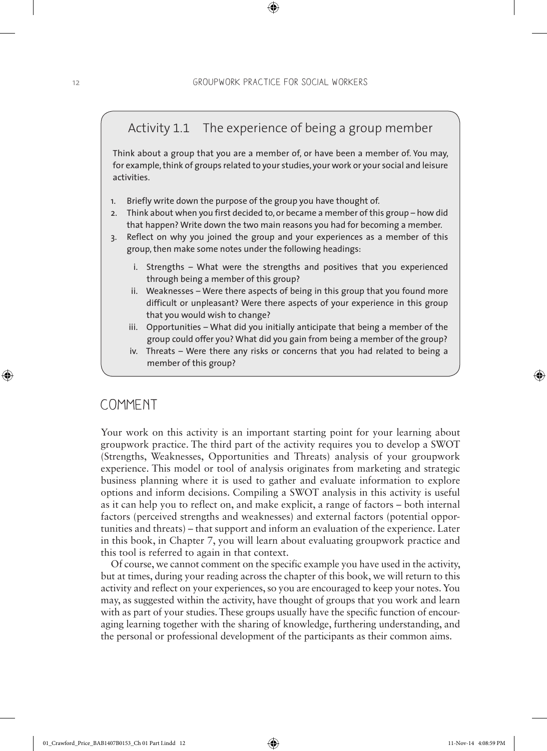## Activity 1.1 The experience of being a group member

Think about a group that you are a member of, or have been a member of. You may, for example, think of groups related to your studies, your work or your social and leisure activities.

1. Briefly write down the purpose of the group you have thought of.
2. Think about when you first decided to, or became a member of this group – how did that happen? Write down the two main reasons you had for becoming a member.
3. Reflect on why you joined the group and your experiences as a member of this group, then make some notes under the following headings:
   i. Strengths – What were the strengths and positives that you experienced through being a member of this group?
   ii. Weaknesses – Were there aspects of being in this group that you found more difficult or unpleasant? Were there aspects of your experience in this group that you would wish to change?
   iii. Opportunities – What did you initially anticipate that being a member of the group could offer you? What did you gain from being a member of the group?
   iv. Threats – Were there any risks or concerns that you had related to being a member of this group?

## COMMENT

Your work on this activity is an important starting point for your learning about groupwork practice. The third part of the activity requires you to develop a SWOT (Strengths, Weaknesses, Opportunities and Threats) analysis of your groupwork experience. This model or tool of analysis originates from marketing and strategic business planning where it is used to gather and evaluate information to explore options and inform decisions. Compiling a SWOT analysis in this activity is useful as it can help you to reflect on, and make explicit, a range of factors – both internal factors (perceived strengths and weaknesses) and external factors (potential opportunities and threats) – that support and inform an evaluation of the experience. Later in this book, in Chapter 7, you will learn about evaluating groupwork practice and this tool is referred to again in that context.

Of course, we cannot comment on the specific example you have used in the activity, but at times, during your reading across the chapter of this book, we will return to this activity and reflect on your experiences, so you are encouraged to keep your notes. You may, as suggested within the activity, have thought of groups that you work and learn with as part of your studies. These groups usually have the specific function of encouraging learning together with the sharing of knowledge, furthering understanding, and the personal or professional development of the participants as their common aims.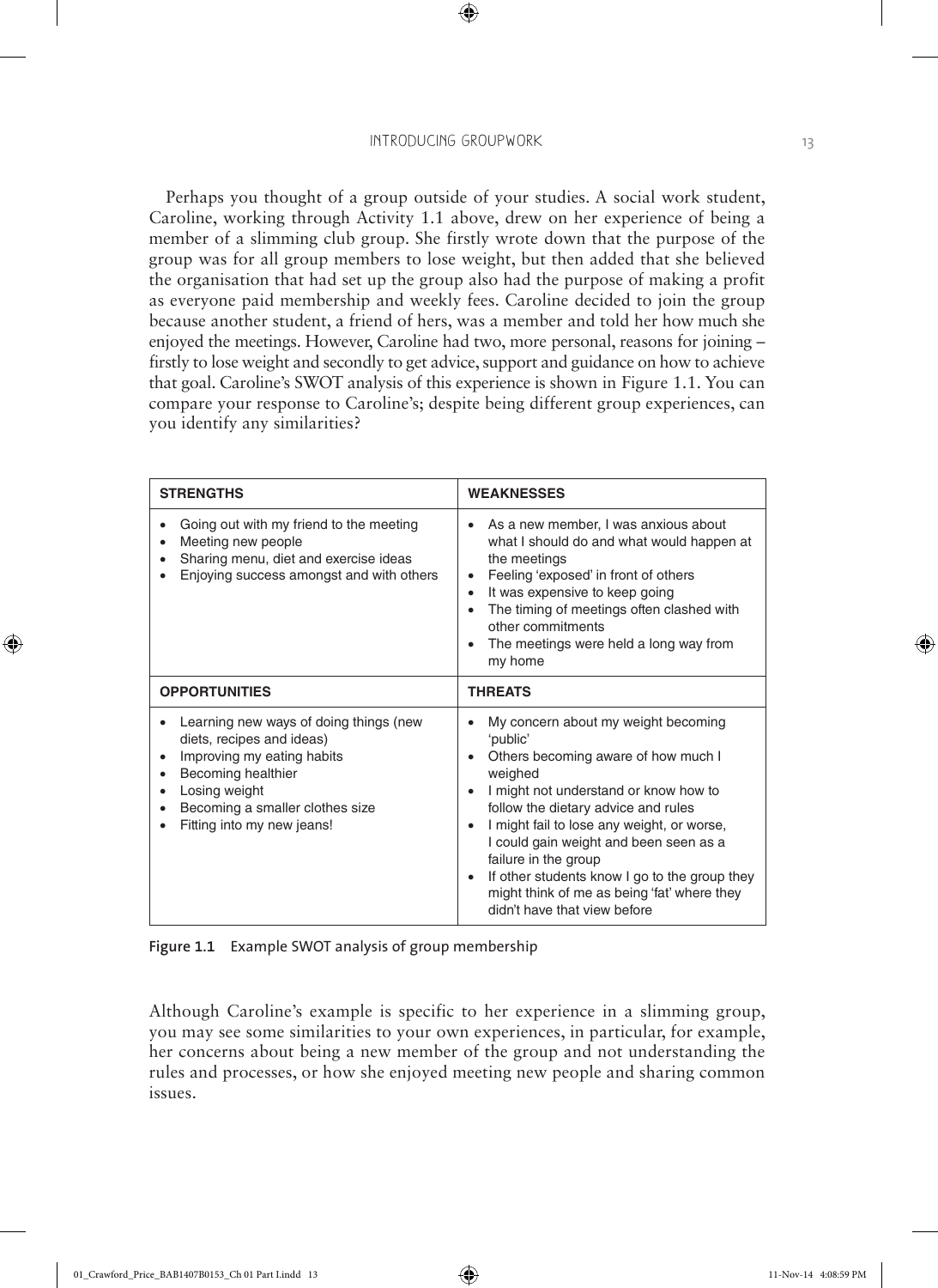Perhaps you thought of a group outside of your studies. A social work student, Caroline, working through Activity 1.1 above, drew on her experience of being a member of a slimming club group. She firstly wrote down that the purpose of the group was for all group members to lose weight, but then added that she believed the organisation that had set up the group also had the purpose of making a profit as everyone paid membership and weekly fees. Caroline decided to join the group because another student, a friend of hers, was a member and told her how much she enjoyed the meetings. However, Caroline had two, more personal, reasons for joining – firstly to lose weight and secondly to get advice, support and guidance on how to achieve that goal. Caroline's SWOT analysis of this experience is shown in Figure 1.1. You can compare your response to Caroline's; despite being different group experiences, can you identify any similarities?

| **STRENGTHS** | **WEAKNESSES** |
|---|---|
| • Going out with my friend to the meeting<br>• Meeting new people<br>• Sharing menu, diet and exercise ideas<br>• Enjoying success amongst and with others | • As a new member, I was anxious about what I should do and what would happen at the meetings<br>• Feeling 'exposed' in front of others<br>• It was expensive to keep going<br>• The timing of meetings often clashed with other commitments<br>• The meetings were held a long way from my home |
| **OPPORTUNITIES** | **THREATS** |
| • Learning new ways of doing things (new diets, recipes and ideas)<br>• Improving my eating habits<br>• Becoming healthier<br>• Losing weight<br>• Becoming a smaller clothes size<br>• Fitting into my new jeans! | • My concern about my weight becoming 'public'<br>• Others becoming aware of how much I weighed<br>• I might not understand or know how to follow the dietary advice and rules<br>• I might fail to lose any weight, or worse, I could gain weight and been seen as a failure in the group<br>• If other students know I go to the group they might think of me as being 'fat' where they didn't have that view before |

**Figure 1.1** Example SWOT analysis of group membership

Although Caroline's example is specific to her experience in a slimming group, you may see some similarities to your own experiences, in particular, for example, her concerns about being a new member of the group and not understanding the rules and processes, or how she enjoyed meeting new people and sharing common issues.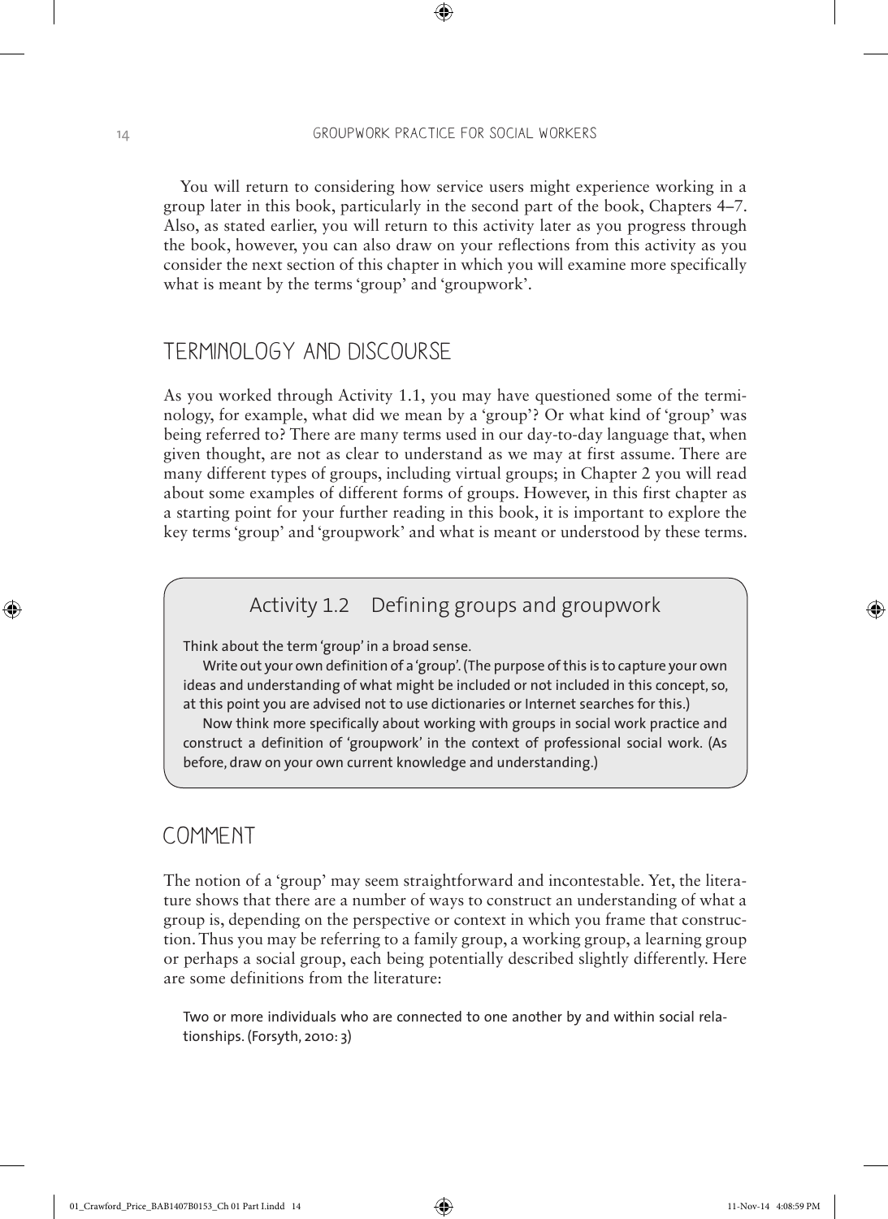You will return to considering how service users might experience working in a group later in this book, particularly in the second part of the book, Chapters 4–7. Also, as stated earlier, you will return to this activity later as you progress through the book, however, you can also draw on your reflections from this activity as you consider the next section of this chapter in which you will examine more specifically what is meant by the terms 'group' and 'groupwork'.

## TERMINOLOGY AND DISCOURSE

As you worked through Activity 1.1, you may have questioned some of the terminology, for example, what did we mean by a 'group'? Or what kind of 'group' was being referred to? There are many terms used in our day-to-day language that, when given thought, are not as clear to understand as we may at first assume. There are many different types of groups, including virtual groups; in Chapter 2 you will read about some examples of different forms of groups. However, in this first chapter as a starting point for your further reading in this book, it is important to explore the key terms 'group' and 'groupwork' and what is meant or understood by these terms.

### Activity 1.2 Defining groups and groupwork

Think about the term 'group' in a broad sense.

Write out your own definition of a 'group'. (The purpose of this is to capture your own ideas and understanding of what might be included or not included in this concept, so, at this point you are advised not to use dictionaries or Internet searches for this.)

Now think more specifically about working with groups in social work practice and construct a definition of 'groupwork' in the context of professional social work. (As before, draw on your own current knowledge and understanding.)

## COMMENT

The notion of a 'group' may seem straightforward and incontestable. Yet, the literature shows that there are a number of ways to construct an understanding of what a group is, depending on the perspective or context in which you frame that construction. Thus you may be referring to a family group, a working group, a learning group or perhaps a social group, each being potentially described slightly differently. Here are some definitions from the literature:

> Two or more individuals who are connected to one another by and within social relationships. (Forsyth, 2010: 3)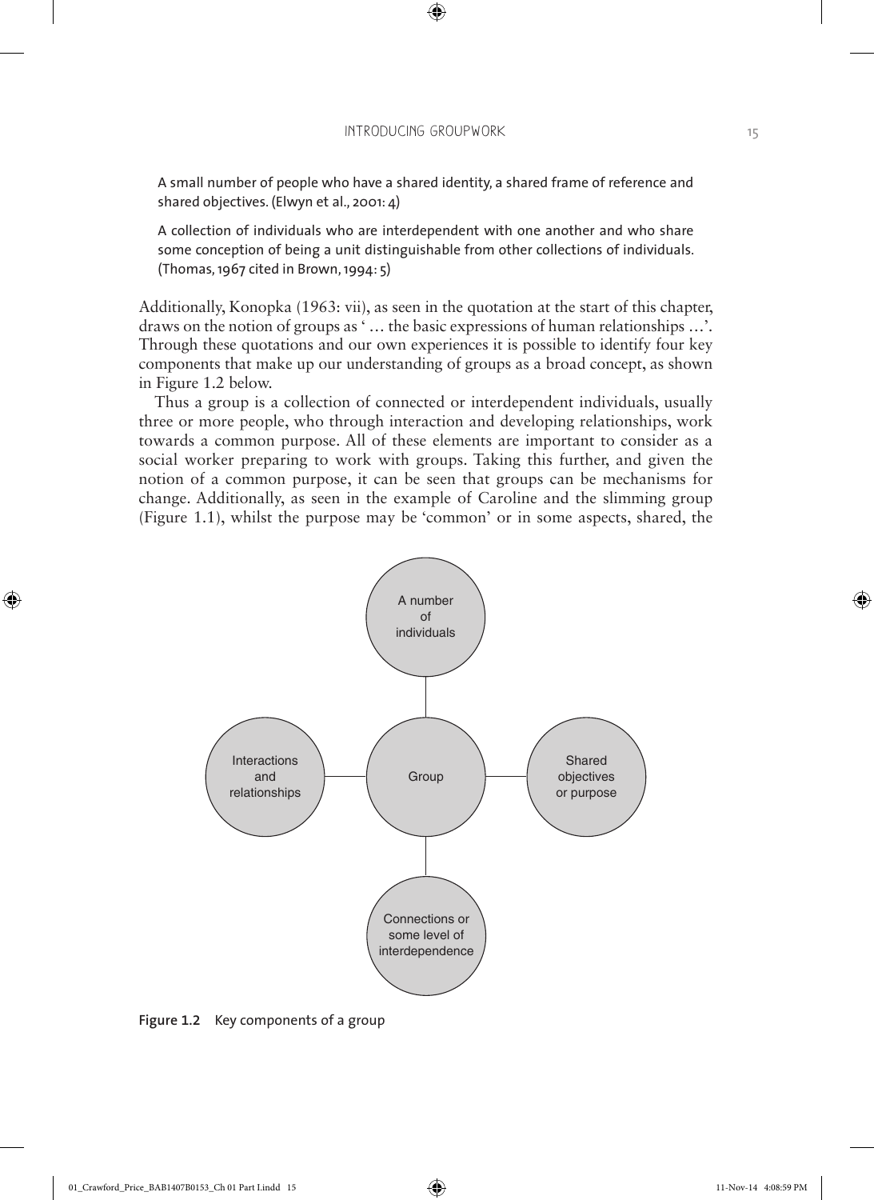> A small number of people who have a shared identity, a shared frame of reference and shared objectives. (Elwyn et al., 2001: 4)

> A collection of individuals who are interdependent with one another and who share some conception of being a unit distinguishable from other collections of individuals. (Thomas, 1967 cited in Brown, 1994: 5)

Additionally, Konopka (1963: vii), as seen in the quotation at the start of this chapter, draws on the notion of groups as ' … the basic expressions of human relationships …'. Through these quotations and our own experiences it is possible to identify four key components that make up our understanding of groups as a broad concept, as shown in Figure 1.2 below.

Thus a group is a collection of connected or interdependent individuals, usually three or more people, who through interaction and developing relationships, work towards a common purpose. All of these elements are important to consider as a social worker preparing to work with groups. Taking this further, and given the notion of a common purpose, it can be seen that groups can be mechanisms for change. Additionally, as seen in the example of Caroline and the slimming group (Figure 1.1), whilst the purpose may be 'common' or in some aspects, shared, the

A number of individuals

Interactions and relationships

Group

Shared objectives or purpose

Connections or some level of interdependence

**Figure 1.2** Key components of a group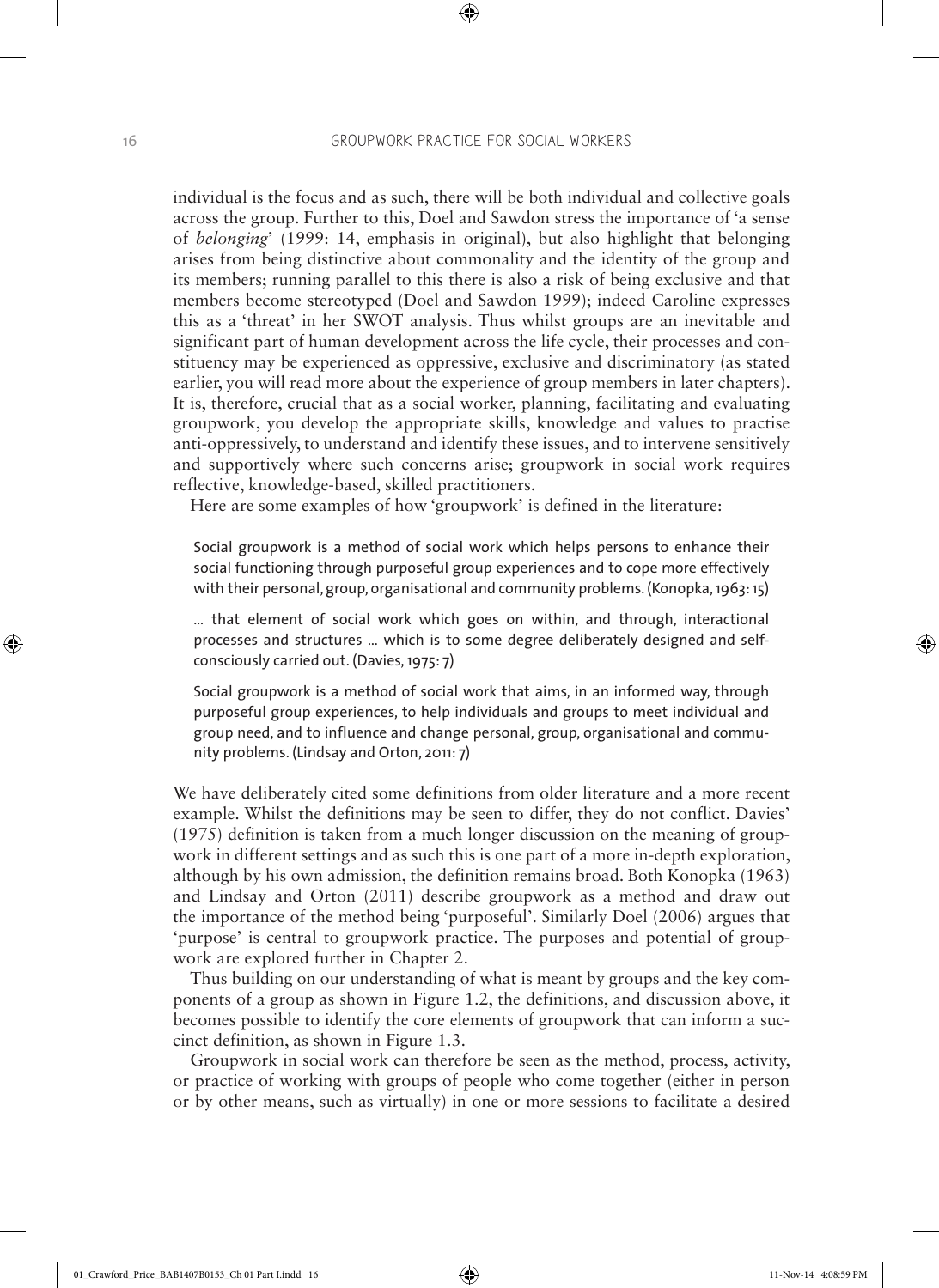individual is the focus and as such, there will be both individual and collective goals across the group. Further to this, Doel and Sawdon stress the importance of 'a sense of *belonging*' (1999: 14, emphasis in original), but also highlight that belonging arises from being distinctive about commonality and the identity of the group and its members; running parallel to this there is also a risk of being exclusive and that members become stereotyped (Doel and Sawdon 1999); indeed Caroline expresses this as a 'threat' in her SWOT analysis. Thus whilst groups are an inevitable and significant part of human development across the life cycle, their processes and constituency may be experienced as oppressive, exclusive and discriminatory (as stated earlier, you will read more about the experience of group members in later chapters). It is, therefore, crucial that as a social worker, planning, facilitating and evaluating groupwork, you develop the appropriate skills, knowledge and values to practise anti-oppressively, to understand and identify these issues, and to intervene sensitively and supportively where such concerns arise; groupwork in social work requires reflective, knowledge-based, skilled practitioners.

Here are some examples of how 'groupwork' is defined in the literature:

> Social groupwork is a method of social work which helps persons to enhance their social functioning through purposeful group experiences and to cope more effectively with their personal, group, organisational and community problems. (Konopka, 1963: 15)

> ... that element of social work which goes on within, and through, interactional processes and structures ... which is to some degree deliberately designed and self-consciously carried out. (Davies, 1975: 7)

> Social groupwork is a method of social work that aims, in an informed way, through purposeful group experiences, to help individuals and groups to meet individual and group need, and to influence and change personal, group, organisational and community problems. (Lindsay and Orton, 2011: 7)

We have deliberately cited some definitions from older literature and a more recent example. Whilst the definitions may be seen to differ, they do not conflict. Davies' (1975) definition is taken from a much longer discussion on the meaning of groupwork in different settings and as such this is one part of a more in-depth exploration, although by his own admission, the definition remains broad. Both Konopka (1963) and Lindsay and Orton (2011) describe groupwork as a method and draw out the importance of the method being 'purposeful'. Similarly Doel (2006) argues that 'purpose' is central to groupwork practice. The purposes and potential of groupwork are explored further in Chapter 2.

Thus building on our understanding of what is meant by groups and the key components of a group as shown in Figure 1.2, the definitions, and discussion above, it becomes possible to identify the core elements of groupwork that can inform a succinct definition, as shown in Figure 1.3.

Groupwork in social work can therefore be seen as the method, process, activity, or practice of working with groups of people who come together (either in person or by other means, such as virtually) in one or more sessions to facilitate a desired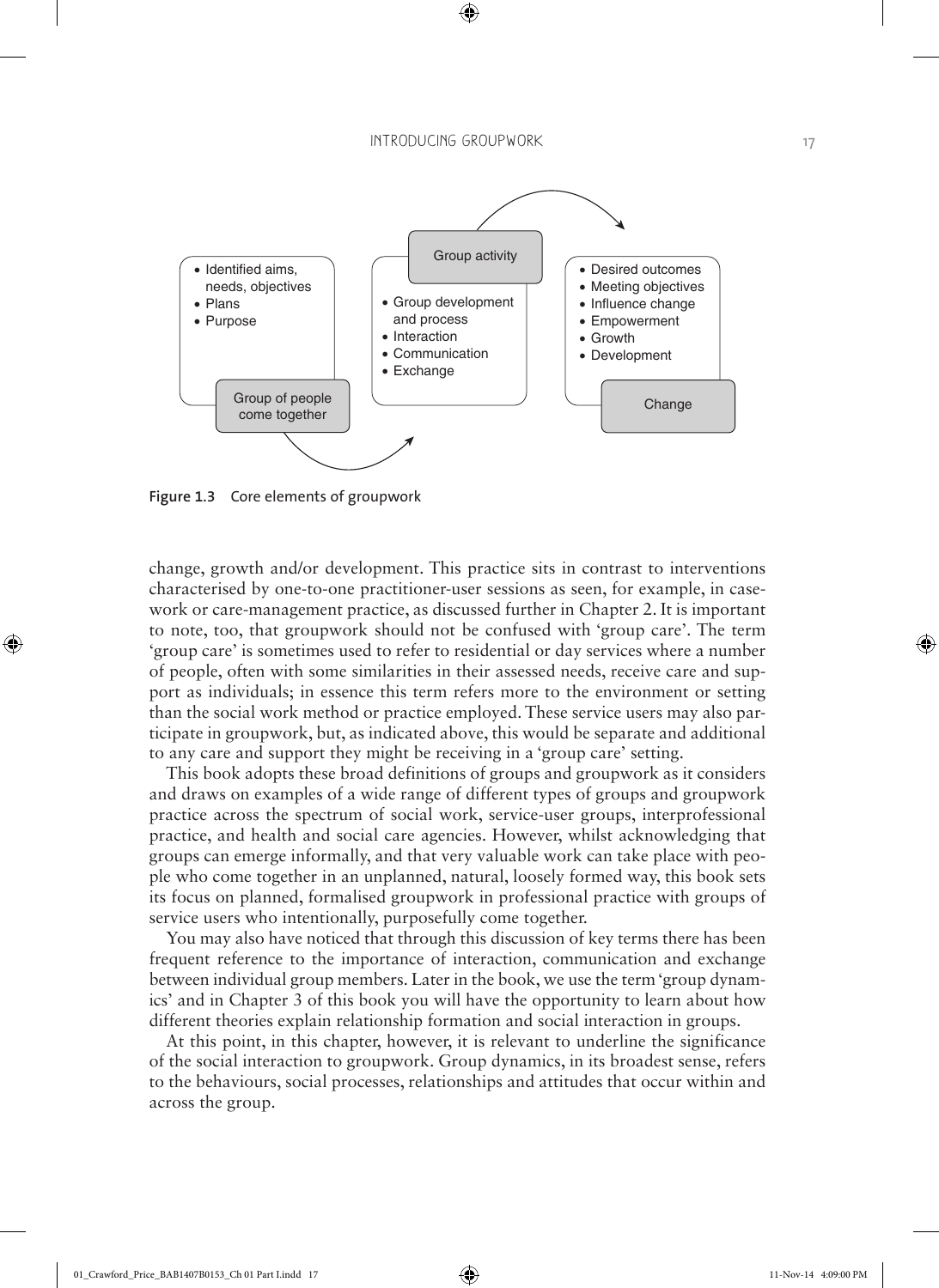Group activity

- Identified aims, needs, objectives
- Plans
- Purpose

Group of people come together

- Group development and process
- Interaction
- Communication
- Exchange

- Desired outcomes
- Meeting objectives
- Influence change
- Empowerment
- Growth
- Development

Change

**Figure 1.3** Core elements of groupwork

change, growth and/or development. This practice sits in contrast to interventions characterised by one-to-one practitioner-user sessions as seen, for example, in casework or care-management practice, as discussed further in Chapter 2. It is important to note, too, that groupwork should not be confused with 'group care'. The term 'group care' is sometimes used to refer to residential or day services where a number of people, often with some similarities in their assessed needs, receive care and support as individuals; in essence this term refers more to the environment or setting than the social work method or practice employed. These service users may also participate in groupwork, but, as indicated above, this would be separate and additional to any care and support they might be receiving in a 'group care' setting.

This book adopts these broad definitions of groups and groupwork as it considers and draws on examples of a wide range of different types of groups and groupwork practice across the spectrum of social work, service-user groups, interprofessional practice, and health and social care agencies. However, whilst acknowledging that groups can emerge informally, and that very valuable work can take place with people who come together in an unplanned, natural, loosely formed way, this book sets its focus on planned, formalised groupwork in professional practice with groups of service users who intentionally, purposefully come together.

You may also have noticed that through this discussion of key terms there has been frequent reference to the importance of interaction, communication and exchange between individual group members. Later in the book, we use the term 'group dynamics' and in Chapter 3 of this book you will have the opportunity to learn about how different theories explain relationship formation and social interaction in groups.

At this point, in this chapter, however, it is relevant to underline the significance of the social interaction to groupwork. Group dynamics, in its broadest sense, refers to the behaviours, social processes, relationships and attitudes that occur within and across the group.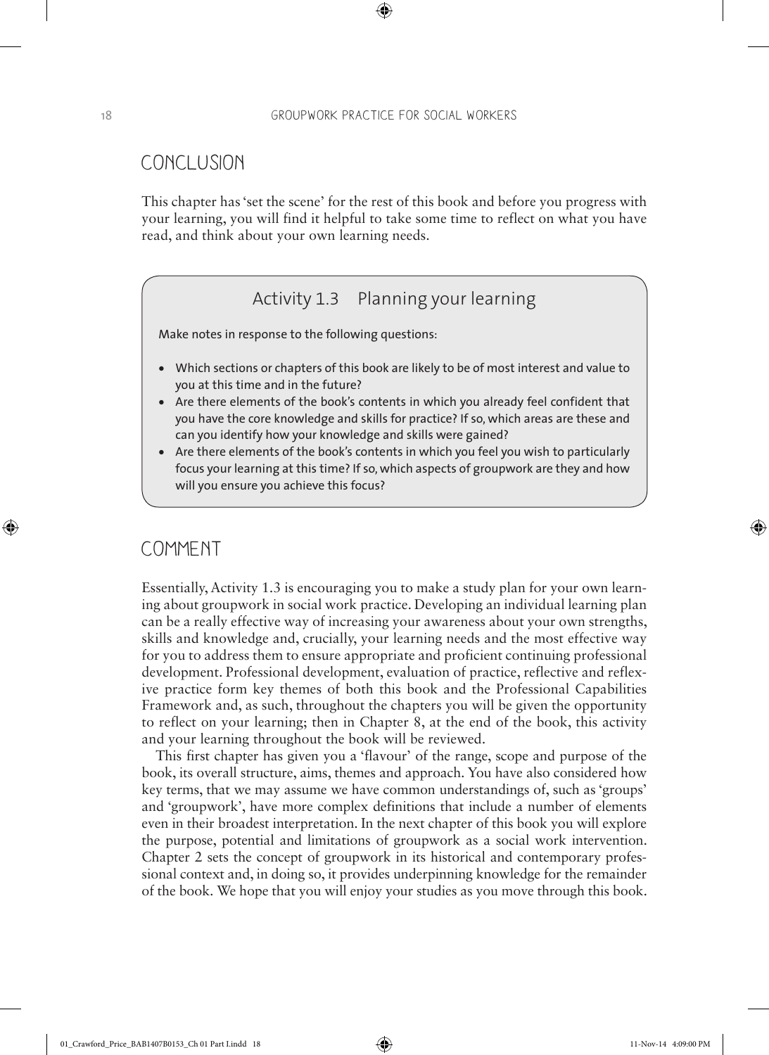## CONCLUSION

This chapter has 'set the scene' for the rest of this book and before you progress with your learning, you will find it helpful to take some time to reflect on what you have read, and think about your own learning needs.

> **Activity 1.3 Planning your learning**
>
> Make notes in response to the following questions:
>
> - Which sections or chapters of this book are likely to be of most interest and value to you at this time and in the future?
> - Are there elements of the book's contents in which you already feel confident that you have the core knowledge and skills for practice? If so, which areas are these and can you identify how your knowledge and skills were gained?
> - Are there elements of the book's contents in which you feel you wish to particularly focus your learning at this time? If so, which aspects of groupwork are they and how will you ensure you achieve this focus?

## COMMENT

Essentially, Activity 1.3 is encouraging you to make a study plan for your own learning about groupwork in social work practice. Developing an individual learning plan can be a really effective way of increasing your awareness about your own strengths, skills and knowledge and, crucially, your learning needs and the most effective way for you to address them to ensure appropriate and proficient continuing professional development. Professional development, evaluation of practice, reflective and reflexive practice form key themes of both this book and the Professional Capabilities Framework and, as such, throughout the chapters you will be given the opportunity to reflect on your learning; then in Chapter 8, at the end of the book, this activity and your learning throughout the book will be reviewed.

This first chapter has given you a 'flavour' of the range, scope and purpose of the book, its overall structure, aims, themes and approach. You have also considered how key terms, that we may assume we have common understandings of, such as 'groups' and 'groupwork', have more complex definitions that include a number of elements even in their broadest interpretation. In the next chapter of this book you will explore the purpose, potential and limitations of groupwork as a social work intervention. Chapter 2 sets the concept of groupwork in its historical and contemporary professional context and, in doing so, it provides underpinning knowledge for the remainder of the book. We hope that you will enjoy your studies as you move through this book.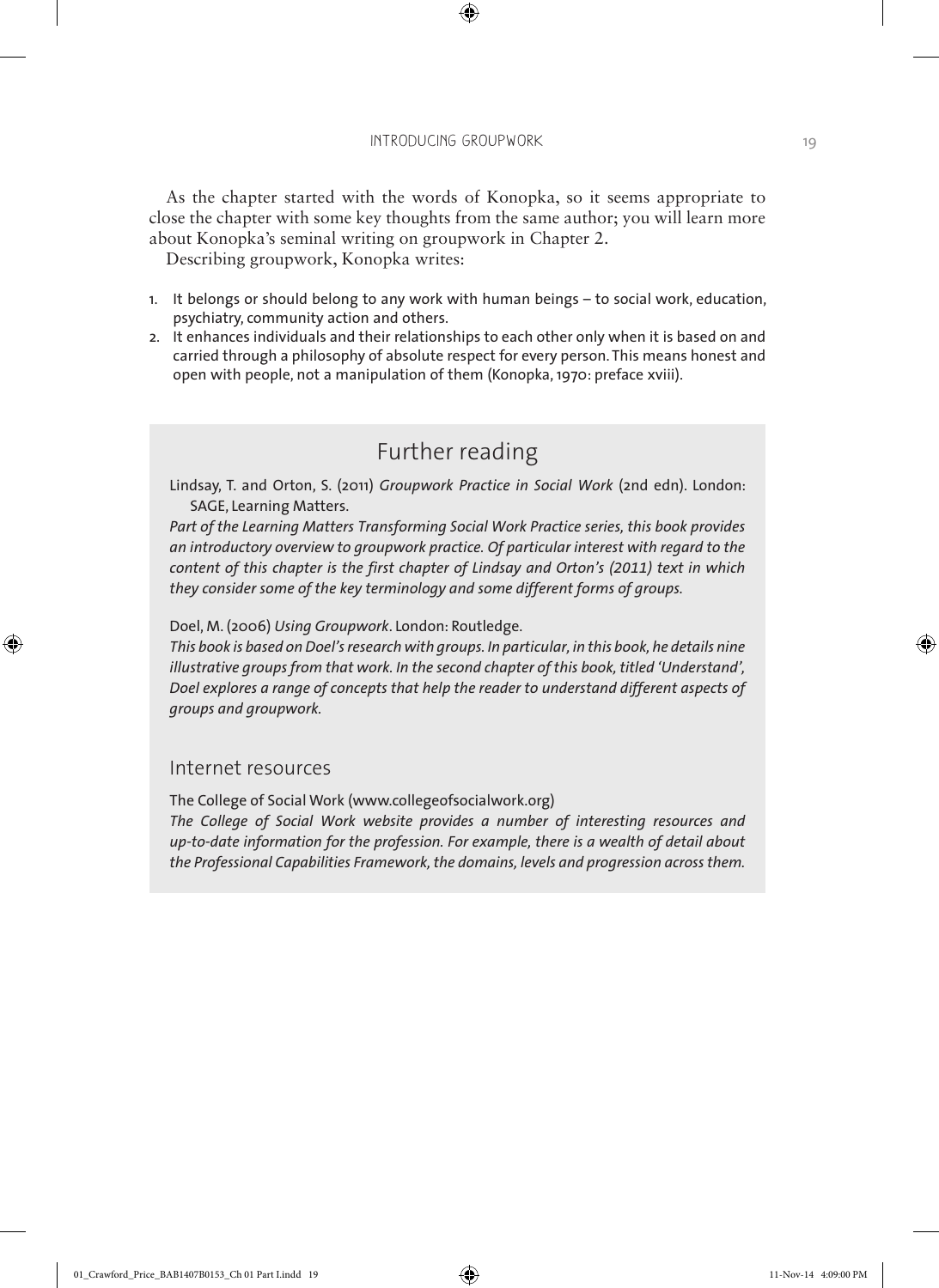As the chapter started with the words of Konopka, so it seems appropriate to close the chapter with some key thoughts from the same author; you will learn more about Konopka's seminal writing on groupwork in Chapter 2.

Describing groupwork, Konopka writes:

1. It belongs or should belong to any work with human beings – to social work, education, psychiatry, community action and others.
2. It enhances individuals and their relationships to each other only when it is based on and carried through a philosophy of absolute respect for every person. This means honest and open with people, not a manipulation of them (Konopka, 1970: preface xviii).

## Further reading

Lindsay, T. and Orton, S. (2011) *Groupwork Practice in Social Work* (2nd edn). London: SAGE, Learning Matters.

*Part of the Learning Matters Transforming Social Work Practice series, this book provides an introductory overview to groupwork practice. Of particular interest with regard to the content of this chapter is the first chapter of Lindsay and Orton's (2011) text in which they consider some of the key terminology and some different forms of groups.*

Doel, M. (2006) *Using Groupwork*. London: Routledge.

*This book is based on Doel's research with groups. In particular, in this book, he details nine illustrative groups from that work. In the second chapter of this book, titled 'Understand', Doel explores a range of concepts that help the reader to understand different aspects of groups and groupwork.*

### Internet resources

The College of Social Work (www.collegeofsocialwork.org)

*The College of Social Work website provides a number of interesting resources and up-to-date information for the profession. For example, there is a wealth of detail about the Professional Capabilities Framework, the domains, levels and progression across them.*